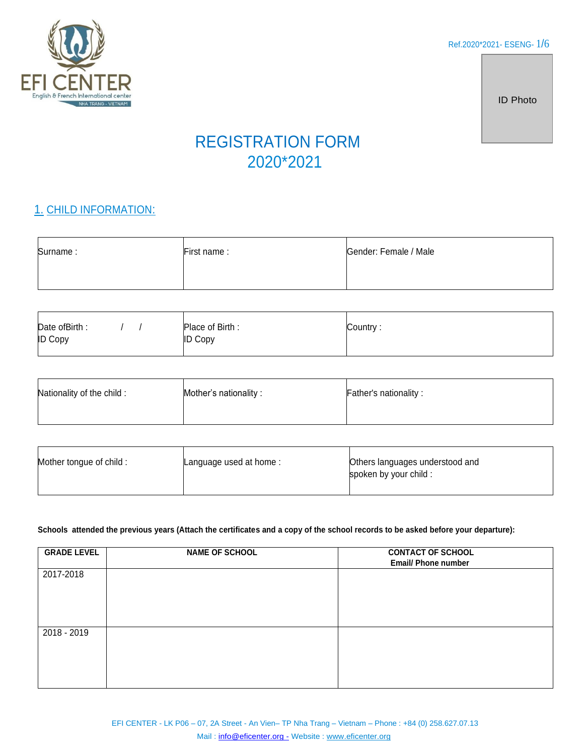Ref.2020*2021- ESENG- 1/6

ID Photo

# REGISTRATION FORM 2020*2021

## 1. CHILD INFORMATION:

| Surname : | First name : | Gender: Female / Male |
|---|---|---|

| Date ofBirth : / / <br>ID Copy | Place of Birth : <br>ID Copy | Country : |
|---|---|---|

| Nationality of the child : | Mother's nationality : | Father's nationality : |
|---|---|---|

| Mother tongue of child : | Language used at home : | Others languages understood and spoken by your child : |
|---|---|---|

**Schools attended the previous years (Attach the certificates and a copy of the school records to be asked before your departure):**

| GRADE LEVEL | NAME OF SCHOOL | CONTACT OF SCHOOL Email/ Phone number |
|---|---|---|
| 2017-2018 | | |
| 2018 - 2019 | | |

EFI CENTER - LK P06 – 07, 2A Street - An Vien– TP Nha Trang – Vietnam – Phone : +84 (0) 258.627.07.13
Mail : info@eficenter.org - Website : www.eficenter.org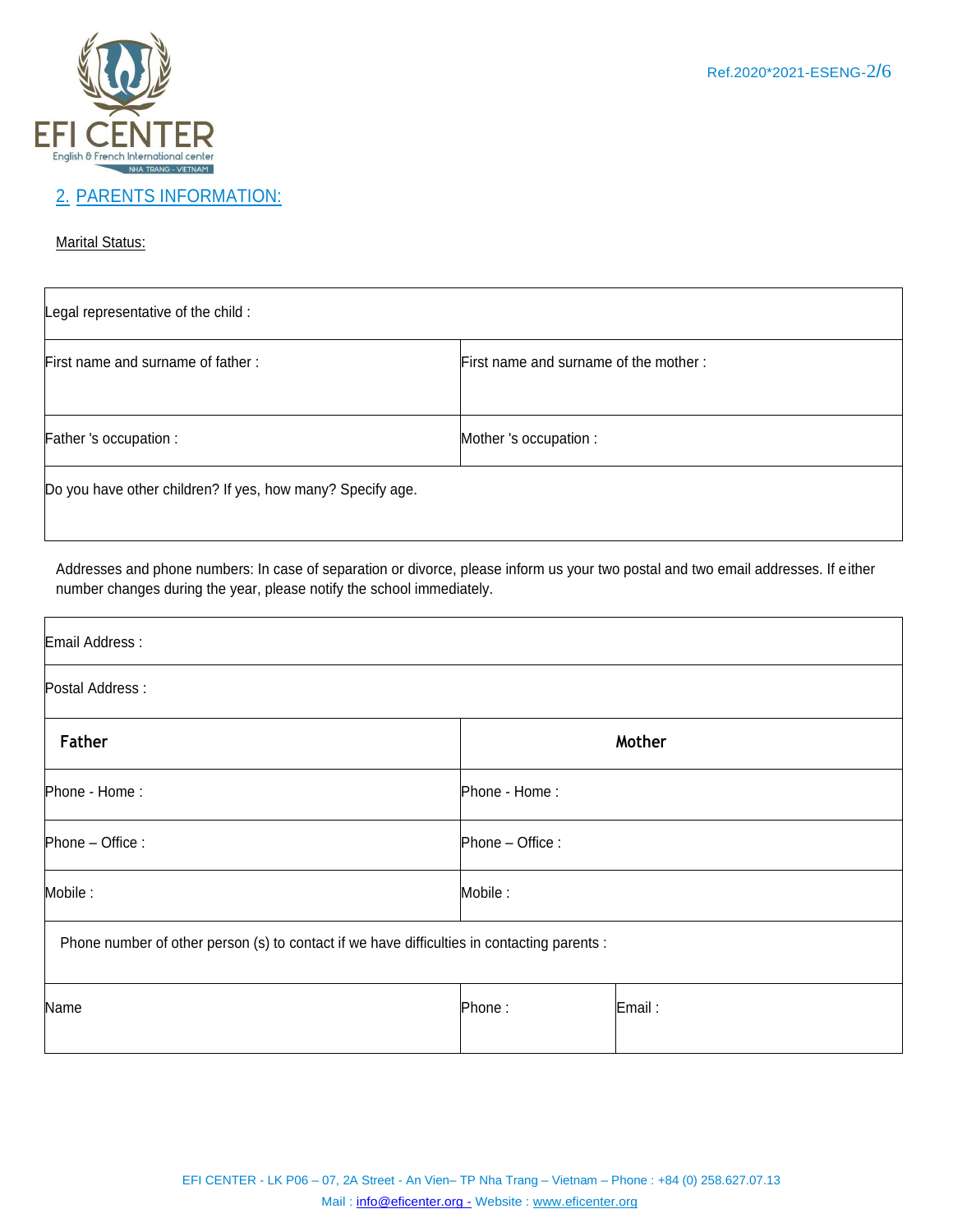## 2. PARENTS INFORMATION:

Marital Status:

| Legal representative of the child : | |
|---|---|
| First name and surname of father : | First name and surname of the mother : |
| Father 's occupation : | Mother 's occupation : |
| Do you have other children? If yes, how many? Specify age. | |

Addresses and phone numbers: In case of separation or divorce, please inform us your two postal and two email addresses. If either number changes during the year, please notify the school immediately.

| Email Address : | | |
|---|---|---|
| Postal Address : | | |
| **Father** | **Mother** | |
| Phone - Home : | Phone - Home : | |
| Phone – Office : | Phone – Office : | |
| Mobile : | Mobile : | |
| Phone number of other person (s) to contact if we have difficulties in contacting parents : | | |
| Name | Phone : | Email : |

EFI CENTER - LK P06 – 07, 2A Street - An Vien– TP Nha Trang – Vietnam – Phone : +84 (0) 258.627.07.13
Mail : info@eficenter.org - Website : www.eficenter.org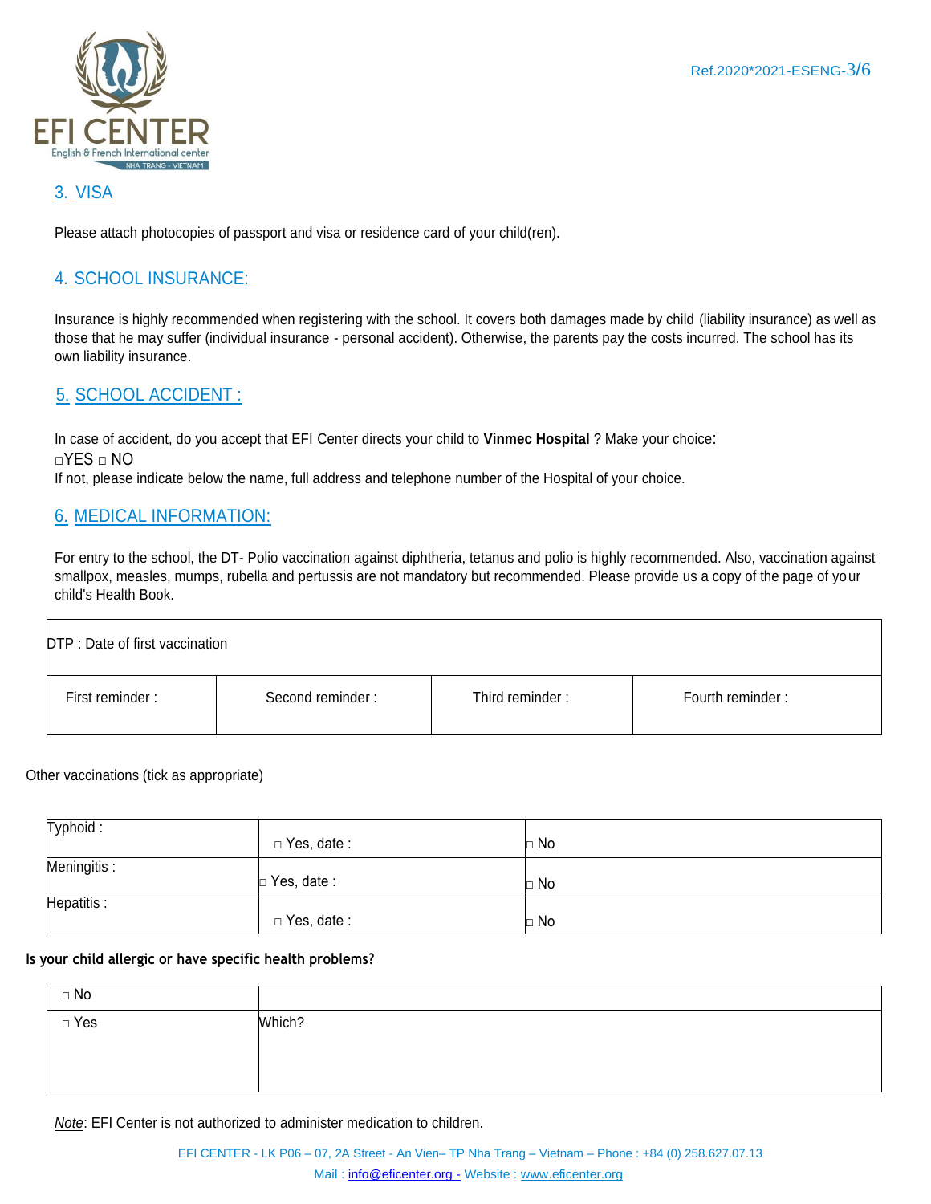## 3. VISA

Please attach photocopies of passport and visa or residence card of your child(ren).

## 4. SCHOOL INSURANCE:

Insurance is highly recommended when registering with the school. It covers both damages made by child (liability insurance) as well as those that he may suffer (individual insurance - personal accident). Otherwise, the parents pay the costs incurred. The school has its own liability insurance.

## 5. SCHOOL ACCIDENT :

In case of accident, do you accept that EFI Center directs your child to **Vinmec Hospital** ? Make your choice:
□YES □ NO
If not, please indicate below the name, full address and telephone number of the Hospital of your choice.

## 6. MEDICAL INFORMATION:

For entry to the school, the DT- Polio vaccination against diphtheria, tetanus and polio is highly recommended. Also, vaccination against smallpox, measles, mumps, rubella and pertussis are not mandatory but recommended. Please provide us a copy of the page of your child's Health Book.

| DTP : Date of first vaccination | | | |
|---|---|---|---|
| First reminder : | Second reminder : | Third reminder : | Fourth reminder : |

Other vaccinations (tick as appropriate)

| | | |
|---|---|---|
| Typhoid : | □ Yes, date : | □ No |
| Meningitis : | □ Yes, date : | □ No |
| Hepatitis : | □ Yes, date : | □ No |

**Is your child allergic or have specific health problems?**

| | |
|---|---|
| □ No | |
| □ Yes | Which? |

*Note*: EFI Center is not authorized to administer medication to children.

EFI CENTER - LK P06 – 07, 2A Street - An Vien– TP Nha Trang – Vietnam – Phone : +84 (0) 258.627.07.13
Mail : info@eficenter.org - Website : www.eficenter.org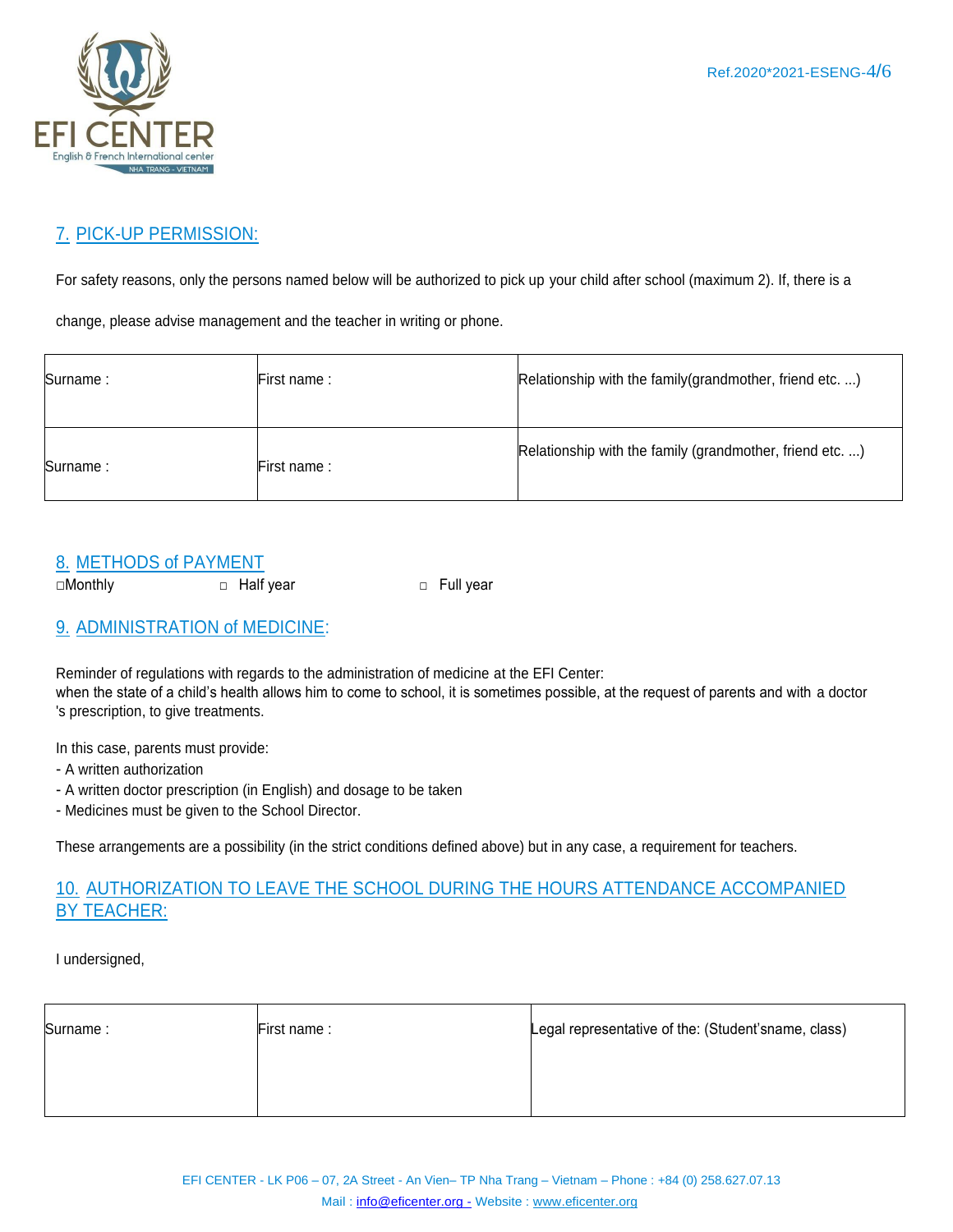## 7. PICK-UP PERMISSION:

For safety reasons, only the persons named below will be authorized to pick up your child after school (maximum 2). If, there is a change, please advise management and the teacher in writing or phone.

| Surname : | First name : | Relationship with the family(grandmother, friend etc. ...) |
|---|---|---|
| Surname : | First name : | Relationship with the family (grandmother, friend etc. ...) |

## 8. METHODS of PAYMENT

□Monthly □ Half year □ Full year

## 9. ADMINISTRATION of MEDICINE:

Reminder of regulations with regards to the administration of medicine at the EFI Center:
when the state of a child's health allows him to come to school, it is sometimes possible, at the request of parents and with a doctor 's prescription, to give treatments.

In this case, parents must provide:
- A written authorization
- A written doctor prescription (in English) and dosage to be taken
- Medicines must be given to the School Director.

These arrangements are a possibility (in the strict conditions defined above) but in any case, a requirement for teachers.

## 10. AUTHORIZATION TO LEAVE THE SCHOOL DURING THE HOURS ATTENDANCE ACCOMPANIED BY TEACHER:

I undersigned,

| Surname : | First name : | Legal representative of the: (Student'sname, class) |
|---|---|---|

EFI CENTER - LK P06 – 07, 2A Street - An Vien– TP Nha Trang – Vietnam – Phone : +84 (0) 258.627.07.13
Mail : info@eficenter.org - Website : www.eficenter.org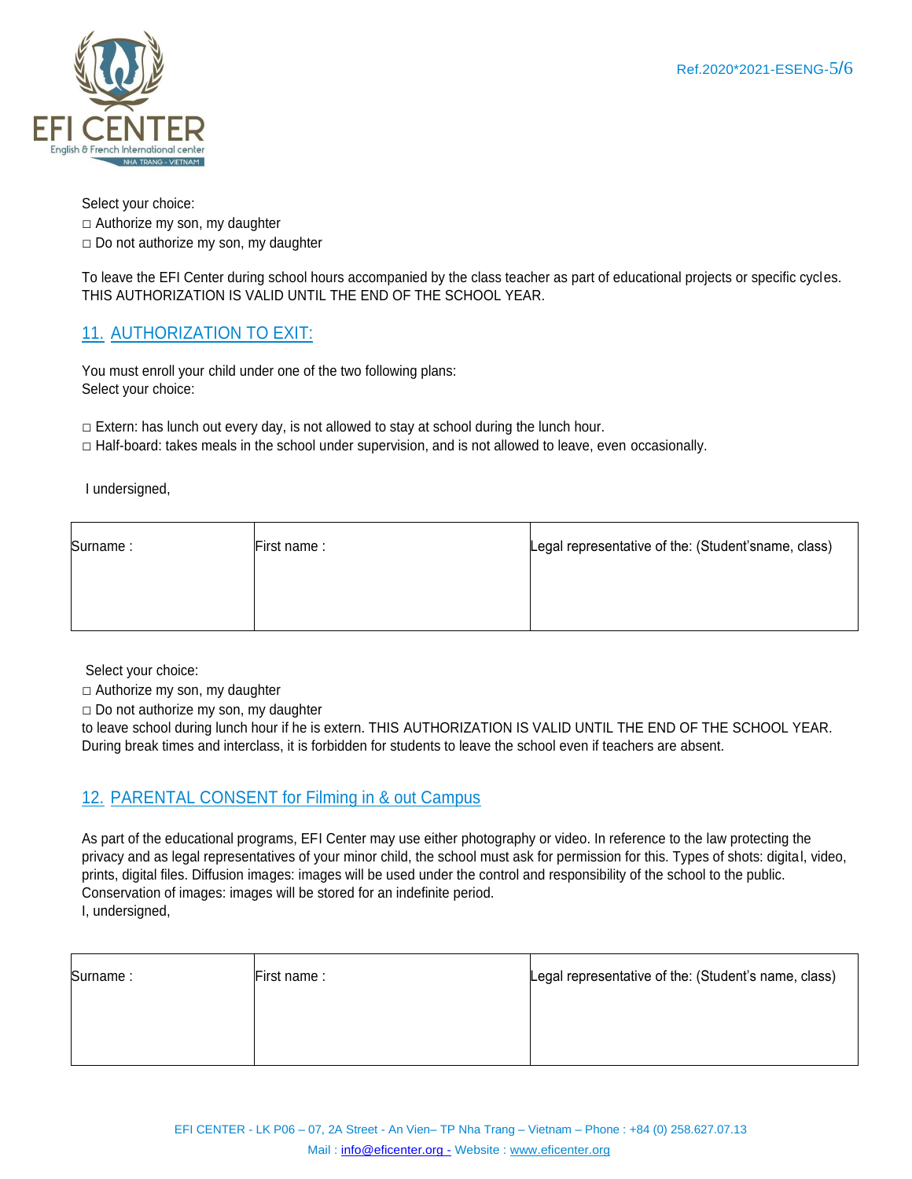Select your choice:
□ Authorize my son, my daughter
□ Do not authorize my son, my daughter

To leave the EFI Center during school hours accompanied by the class teacher as part of educational projects or specific cycles.
THIS AUTHORIZATION IS VALID UNTIL THE END OF THE SCHOOL YEAR.

## 11. AUTHORIZATION TO EXIT:

You must enroll your child under one of the two following plans:
Select your choice:

□ Extern: has lunch out every day, is not allowed to stay at school during the lunch hour.
□ Half-board: takes meals in the school under supervision, and is not allowed to leave, even occasionally.

I undersigned,

| Surname : | First name : | Legal representative of the: (Student'sname, class) |
|---|---|---|
| | | |

Select your choice:
□ Authorize my son, my daughter
□ Do not authorize my son, my daughter
to leave school during lunch hour if he is extern. THIS AUTHORIZATION IS VALID UNTIL THE END OF THE SCHOOL YEAR.
During break times and interclass, it is forbidden for students to leave the school even if teachers are absent.

## 12. PARENTAL CONSENT for Filming in & out Campus

As part of the educational programs, EFI Center may use either photography or video. In reference to the law protecting the privacy and as legal representatives of your minor child, the school must ask for permission for this. Types of shots: digital, video, prints, digital files. Diffusion images: images will be used under the control and responsibility of the school to the public.
Conservation of images: images will be stored for an indefinite period.
I, undersigned,

| Surname : | First name : | Legal representative of the: (Student's name, class) |
|---|---|---|
| | | |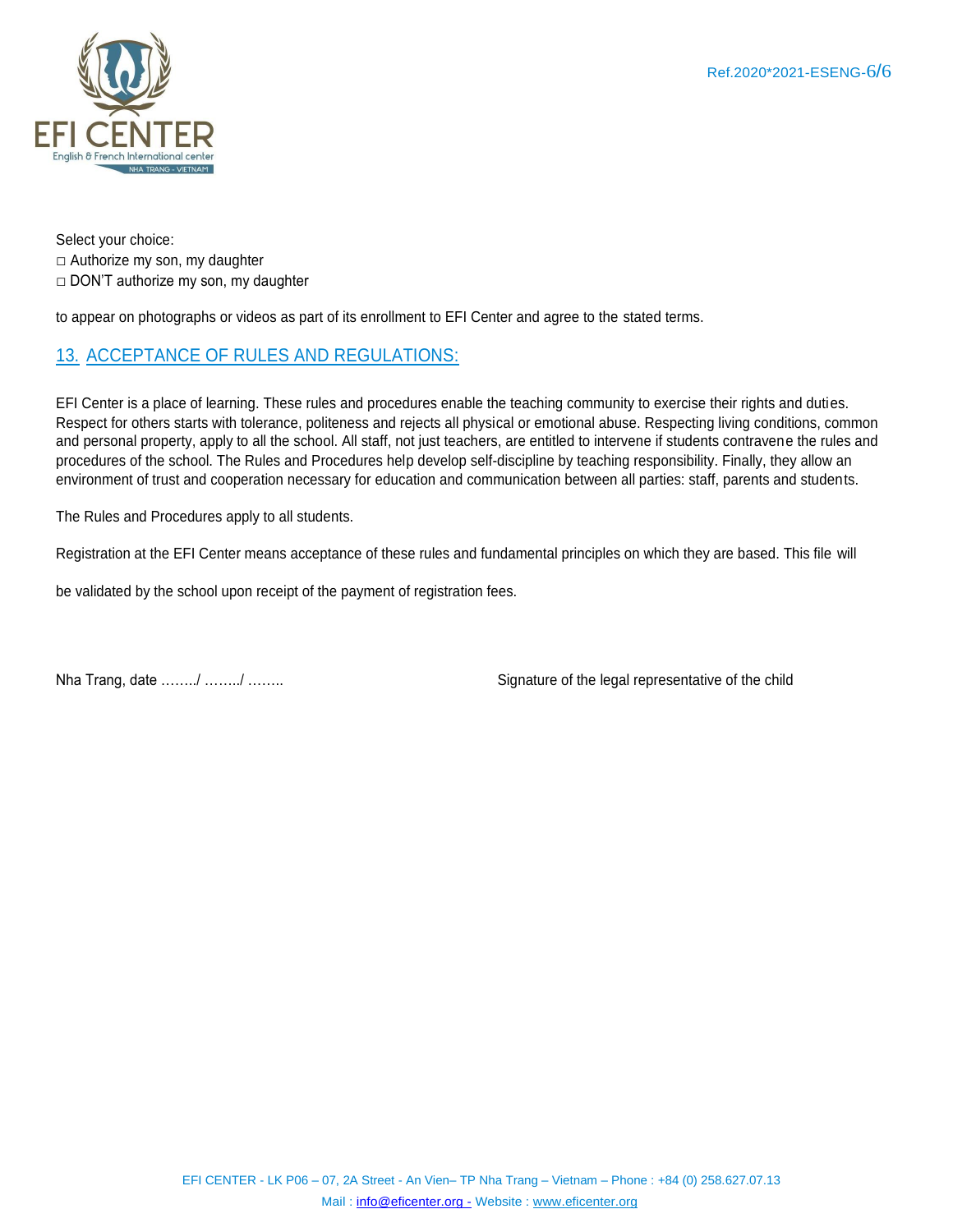Select your choice:

□ Authorize my son, my daughter

□ DON'T authorize my son, my daughter

to appear on photographs or videos as part of its enrollment to EFI Center and agree to the stated terms.

## 13. ACCEPTANCE OF RULES AND REGULATIONS:

EFI Center is a place of learning. These rules and procedures enable the teaching community to exercise their rights and duties. Respect for others starts with tolerance, politeness and rejects all physical or emotional abuse. Respecting living conditions, common and personal property, apply to all the school. All staff, not just teachers, are entitled to intervene if students contravene the rules and procedures of the school. The Rules and Procedures help develop self-discipline by teaching responsibility. Finally, they allow an environment of trust and cooperation necessary for education and communication between all parties: staff, parents and students.

The Rules and Procedures apply to all students.

Registration at the EFI Center means acceptance of these rules and fundamental principles on which they are based. This file will

be validated by the school upon receipt of the payment of registration fees.

Nha Trang, date ……../ ……../ ……..

Signature of the legal representative of the child